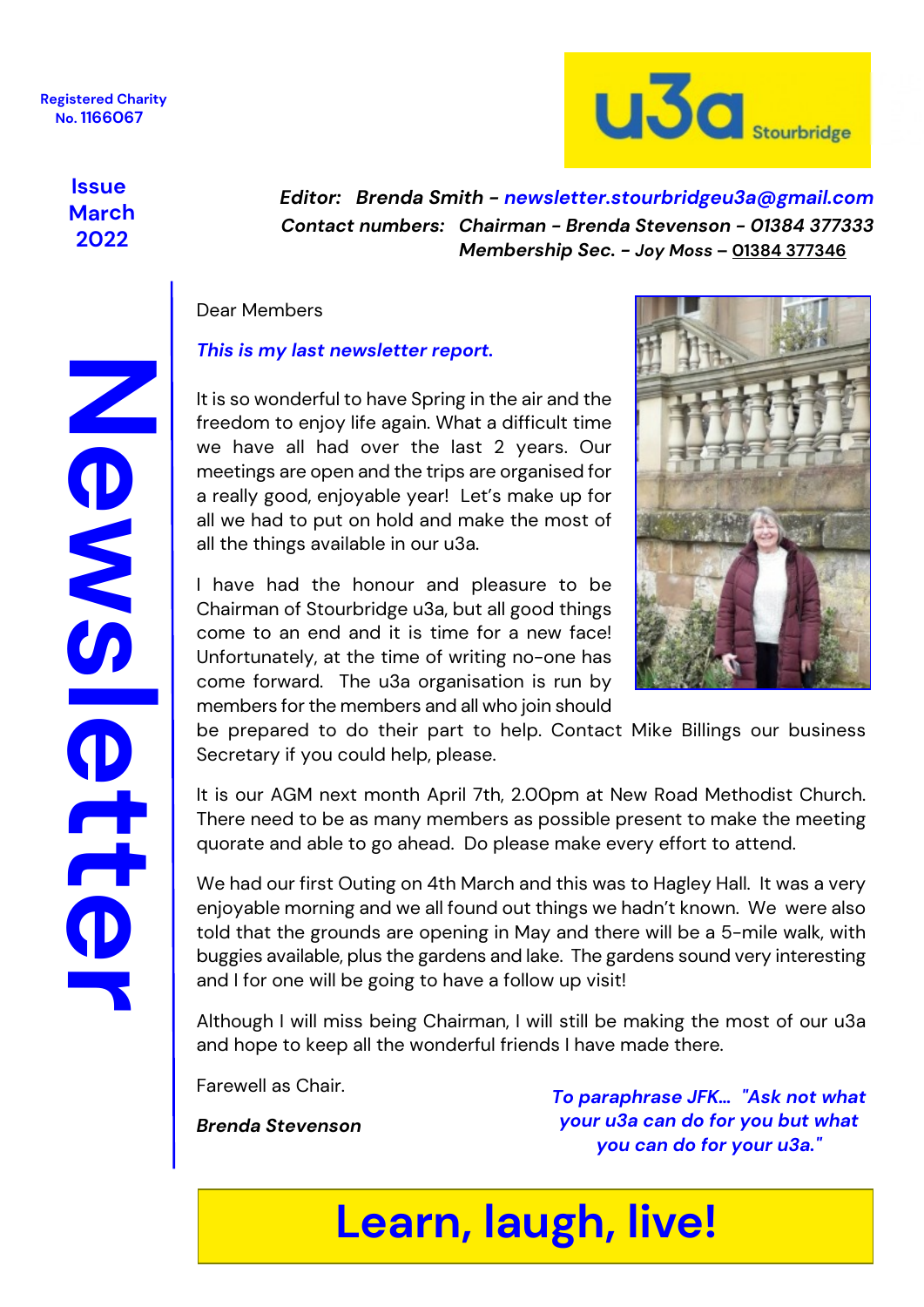Registered Charity
No. 1166067

u3a Stourbridge

# Newsletter

**Issue March 2022**

***Editor:* Brenda Smith - *newsletter.stourbridgeu3a@gmail.com***

***Contact numbers:* Chairman - Brenda Stevenson - 01384 377333**

**Membership Sec. - Joy Moss – 01384 377346**

Dear Members

***This is my last newsletter report.***

It is so wonderful to have Spring in the air and the freedom to enjoy life again. What a difficult time we have all had over the last 2 years. Our meetings are open and the trips are organised for a really good, enjoyable year! Let's make up for all we had to put on hold and make the most of all the things available in our u3a.

I have had the honour and pleasure to be Chairman of Stourbridge u3a, but all good things come to an end and it is time for a new face! Unfortunately, at the time of writing no-one has come forward. The u3a organisation is run by members for the members and all who join should be prepared to do their part to help. Contact Mike Billings our business Secretary if you could help, please.

It is our AGM next month April 7th, 2.00pm at New Road Methodist Church. There need to be as many members as possible present to make the meeting quorate and able to go ahead. Do please make every effort to attend.

We had our first Outing on 4th March and this was to Hagley Hall. It was a very enjoyable morning and we all found out things we hadn't known. We were also told that the grounds are opening in May and there will be a 5-mile walk, with buggies available, plus the gardens and lake. The gardens sound very interesting and I for one will be going to have a follow up visit!

Although I will miss being Chairman, I will still be making the most of our u3a and hope to keep all the wonderful friends I have made there.

Farewell as Chair.

***Brenda Stevenson***

***To paraphrase JFK... "Ask not what your u3a can do for you but what you can do for your u3a."***

## Learn, laugh, live!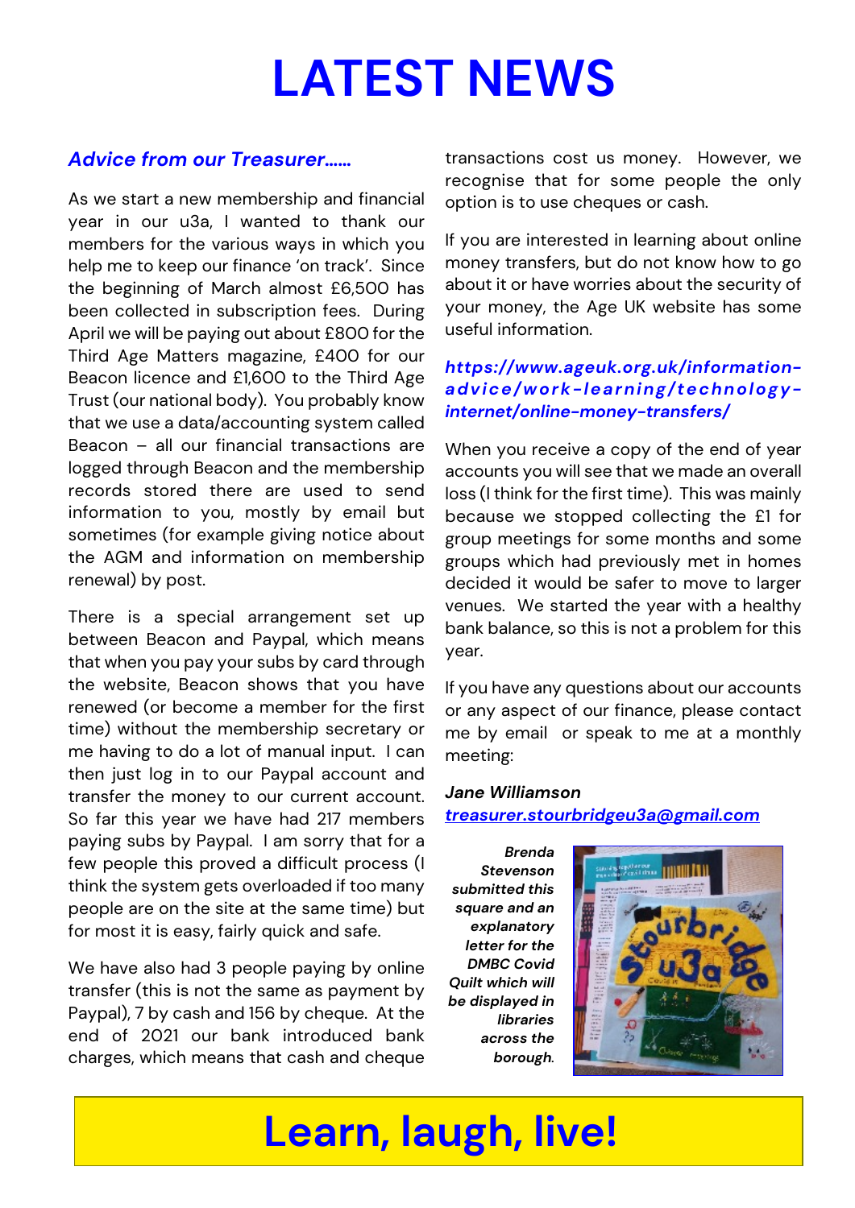# LATEST NEWS

### *Advice from our Treasurer……*

As we start a new membership and financial year in our u3a, I wanted to thank our members for the various ways in which you help me to keep our finance 'on track'. Since the beginning of March almost £6,500 has been collected in subscription fees. During April we will be paying out about £800 for the Third Age Matters magazine, £400 for our Beacon licence and £1,600 to the Third Age Trust (our national body). You probably know that we use a data/accounting system called Beacon – all our financial transactions are logged through Beacon and the membership records stored there are used to send information to you, mostly by email but sometimes (for example giving notice about the AGM and information on membership renewal) by post.

There is a special arrangement set up between Beacon and Paypal, which means that when you pay your subs by card through the website, Beacon shows that you have renewed (or become a member for the first time) without the membership secretary or me having to do a lot of manual input. I can then just log in to our Paypal account and transfer the money to our current account. So far this year we have had 217 members paying subs by Paypal. I am sorry that for a few people this proved a difficult process (I think the system gets overloaded if too many people are on the site at the same time) but for most it is easy, fairly quick and safe.

We have also had 3 people paying by online transfer (this is not the same as payment by Paypal), 7 by cash and 156 by cheque. At the end of 2021 our bank introduced bank charges, which means that cash and cheque transactions cost us money. However, we recognise that for some people the only option is to use cheques or cash.

If you are interested in learning about online money transfers, but do not know how to go about it or have worries about the security of your money, the Age UK website has some useful information.

***https://www.ageuk.org.uk/information-advice/work-learning/technology-internet/online-money-transfers/***

When you receive a copy of the end of year accounts you will see that we made an overall loss (I think for the first time). This was mainly because we stopped collecting the £1 for group meetings for some months and some groups which had previously met in homes decided it would be safer to move to larger venues. We started the year with a healthy bank balance, so this is not a problem for this year.

If you have any questions about our accounts or any aspect of our finance, please contact me by email or speak to me at a monthly meeting:

***Jane Williamson***
***treasurer.stourbridgeu3a@gmail.com***

***Brenda Stevenson submitted this square and an explanatory letter for the DMBC Covid Quilt which will be displayed in libraries across the borough.***

# Learn, laugh, live!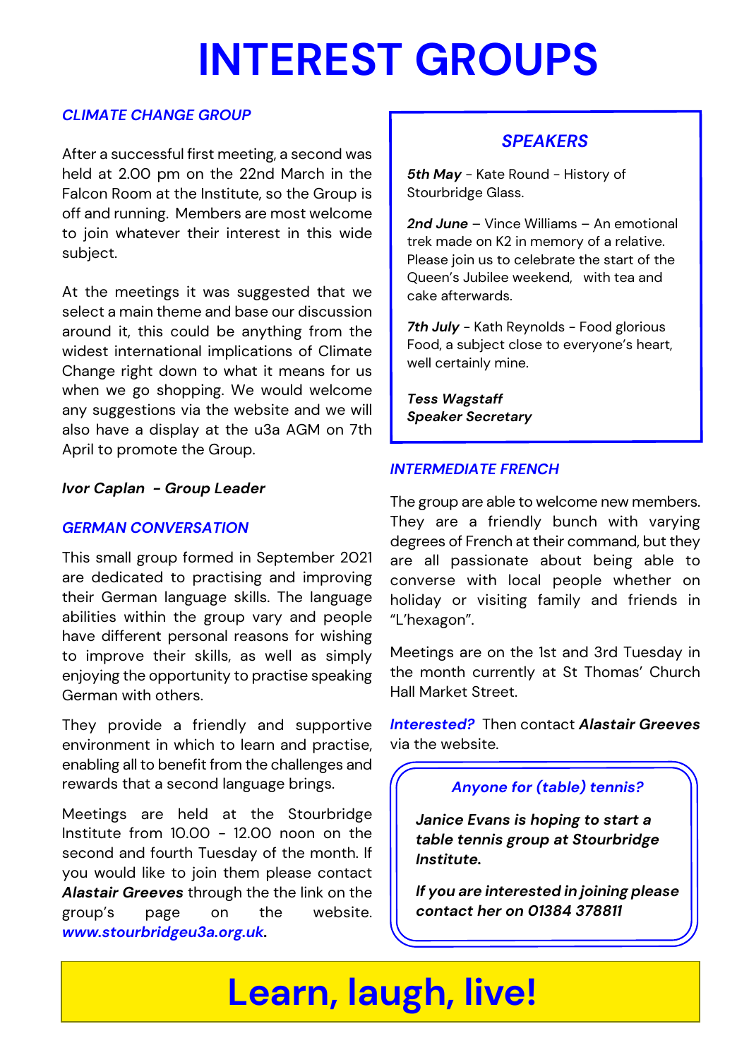# INTEREST GROUPS

### *CLIMATE CHANGE GROUP*

After a successful first meeting, a second was held at 2.00 pm on the 22nd March in the Falcon Room at the Institute, so the Group is off and running. Members are most welcome to join whatever their interest in this wide subject.

At the meetings it was suggested that we select a main theme and base our discussion around it, this could be anything from the widest international implications of Climate Change right down to what it means for us when we go shopping. We would welcome any suggestions via the website and we will also have a display at the u3a AGM on 7th April to promote the Group.

***Ivor Caplan - Group Leader***

### *GERMAN CONVERSATION*

This small group formed in September 2021 are dedicated to practising and improving their German language skills. The language abilities within the group vary and people have different personal reasons for wishing to improve their skills, as well as simply enjoying the opportunity to practise speaking German with others.

They provide a friendly and supportive environment in which to learn and practise, enabling all to benefit from the challenges and rewards that a second language brings.

Meetings are held at the Stourbridge Institute from 10.00 - 12.00 noon on the second and fourth Tuesday of the month. If you would like to join them please contact ***Alastair Greeves*** through the the link on the group's page on the website. ***www.stourbridgeu3a.org.uk.***

### *SPEAKERS*

***5th May*** - Kate Round - History of Stourbridge Glass.

***2nd June*** – Vince Williams – An emotional trek made on K2 in memory of a relative. Please join us to celebrate the start of the Queen's Jubilee weekend, with tea and cake afterwards.

***7th July*** - Kath Reynolds - Food glorious Food, a subject close to everyone's heart, well certainly mine.

***Tess Wagstaff***
***Speaker Secretary***

### *INTERMEDIATE FRENCH*

The group are able to welcome new members. They are a friendly bunch with varying degrees of French at their command, but they are all passionate about being able to converse with local people whether on holiday or visiting family and friends in "L'hexagon".

Meetings are on the 1st and 3rd Tuesday in the month currently at St Thomas' Church Hall Market Street.

***Interested?*** Then contact ***Alastair Greeves*** via the website.

### *Anyone for (table) tennis?*

***Janice Evans is hoping to start a table tennis group at Stourbridge Institute.***

***If you are interested in joining please contact her on 01384 378811***

## Learn, laugh, live!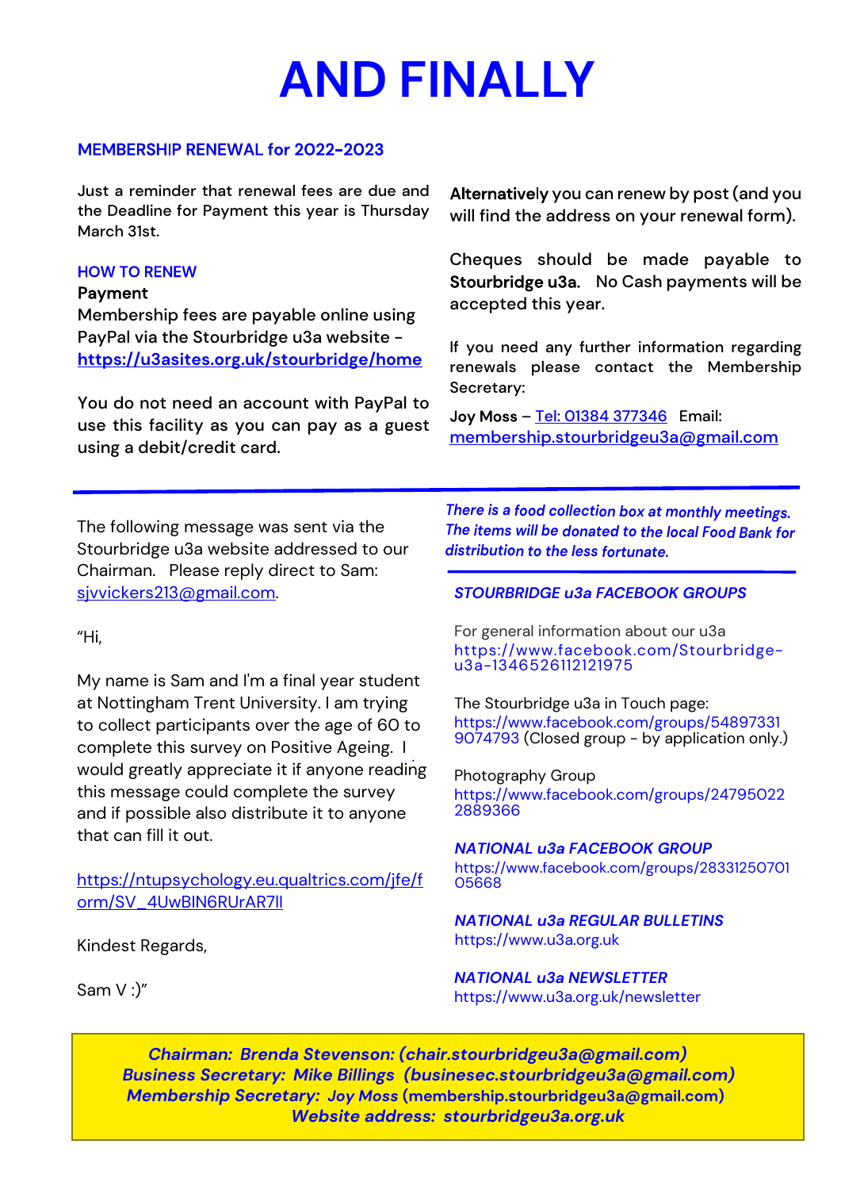# AND FINALLY

## MEMBERSHIP RENEWAL for 2022-2023

Just a reminder that renewal fees are due and the Deadline for Payment this year is Thursday March 31st.

### HOW TO RENEW

**Payment**

Membership fees are payable online using PayPal via the Stourbridge u3a website - https://u3asites.org.uk/stourbridge/home

You do not need an account with PayPal to use this facility as you can pay as a guest using a debit/credit card.

**Alternatively** you can renew by post (and you will find the address on your renewal form).

Cheques should be made payable to **Stourbridge u3a.** No Cash payments will be accepted this year.

If you need any further information regarding renewals please contact the Membership Secretary:

**Joy Moss** – Tel: 01384 377346 Email: membership.stourbridgeu3a@gmail.com

---

The following message was sent via the Stourbridge u3a website addressed to our Chairman. Please reply direct to Sam: sjvvickers213@gmail.com.

"Hi,

My name is Sam and I'm a final year student at Nottingham Trent University. I am trying to collect participants over the age of 60 to complete this survey on Positive Ageing. I would greatly appreciate it if anyone reading this message could complete the survey and if possible also distribute it to anyone that can fill it out.

https://ntupsychology.eu.qualtrics.com/jfe/form/SV_4UwBIN6RUrAR7ll

Kindest Regards,

Sam V :)"

***There is a food collection box at monthly meetings. The items will be donated to the local Food Bank for distribution to the less fortunate.***

---

***STOURBRIDGE u3a FACEBOOK GROUPS***

For general information about our u3a
https://www.facebook.com/Stourbridge-u3a-1346526112121975

The Stourbridge u3a in Touch page:
https://www.facebook.com/groups/548973319074793 (Closed group - by application only.)

Photography Group
https://www.facebook.com/groups/247950222889366

***NATIONAL u3a FACEBOOK GROUP***
https://www.facebook.com/groups/2833125070105668

***NATIONAL u3a REGULAR BULLETINS***
https://www.u3a.org.uk

***NATIONAL u3a NEWSLETTER***
https://www.u3a.org.uk/newsletter

***Chairman: Brenda Stevenson: (chair.stourbridgeu3a@gmail.com)***
***Business Secretary: Mike Billings (businesec.stourbridgeu3a@gmail.com)***
***Membership Secretary: Joy Moss (membership.stourbridgeu3a@gmail.com)***
***Website address: stourbridgeu3a.org.uk***